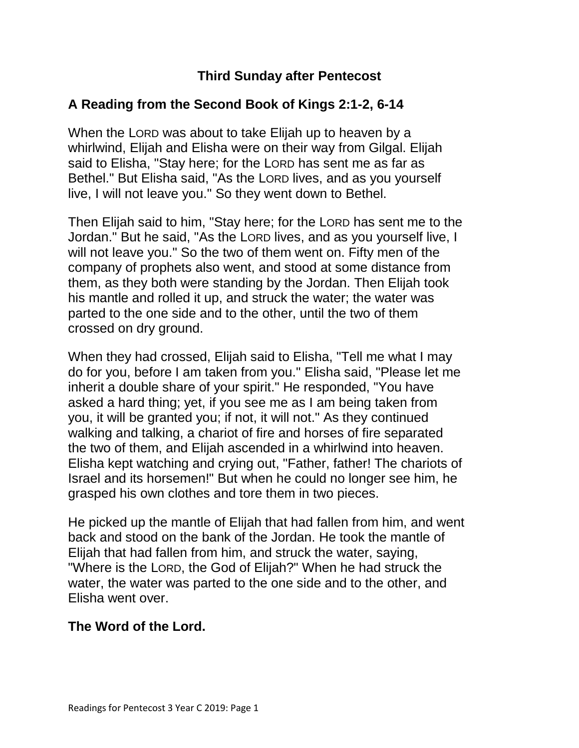# Third Sunday after Pentecost

## A Reading from the Second Book of Kings 2:1-2, 6-14

When the LORD was about to take Elijah up to heaven by a whirlwind, Elijah and Elisha were on their way from Gilgal. Elijah said to Elisha, "Stay here; for the LORD has sent me as far as Bethel." But Elisha said, "As the LORD lives, and as you yourself live, I will not leave you." So they went down to Bethel.

Then Elijah said to him, "Stay here; for the LORD has sent me to the Jordan." But he said, "As the LORD lives, and as you yourself live, I will not leave you." So the two of them went on. Fifty men of the company of prophets also went, and stood at some distance from them, as they both were standing by the Jordan. Then Elijah took his mantle and rolled it up, and struck the water; the water was parted to the one side and to the other, until the two of them crossed on dry ground.

When they had crossed, Elijah said to Elisha, "Tell me what I may do for you, before I am taken from you." Elisha said, "Please let me inherit a double share of your spirit." He responded, "You have asked a hard thing; yet, if you see me as I am being taken from you, it will be granted you; if not, it will not." As they continued walking and talking, a chariot of fire and horses of fire separated the two of them, and Elijah ascended in a whirlwind into heaven. Elisha kept watching and crying out, "Father, father! The chariots of Israel and its horsemen!" But when he could no longer see him, he grasped his own clothes and tore them in two pieces.

He picked up the mantle of Elijah that had fallen from him, and went back and stood on the bank of the Jordan. He took the mantle of Elijah that had fallen from him, and struck the water, saying, "Where is the LORD, the God of Elijah?" When he had struck the water, the water was parted to the one side and to the other, and Elisha went over.

**The Word of the Lord.**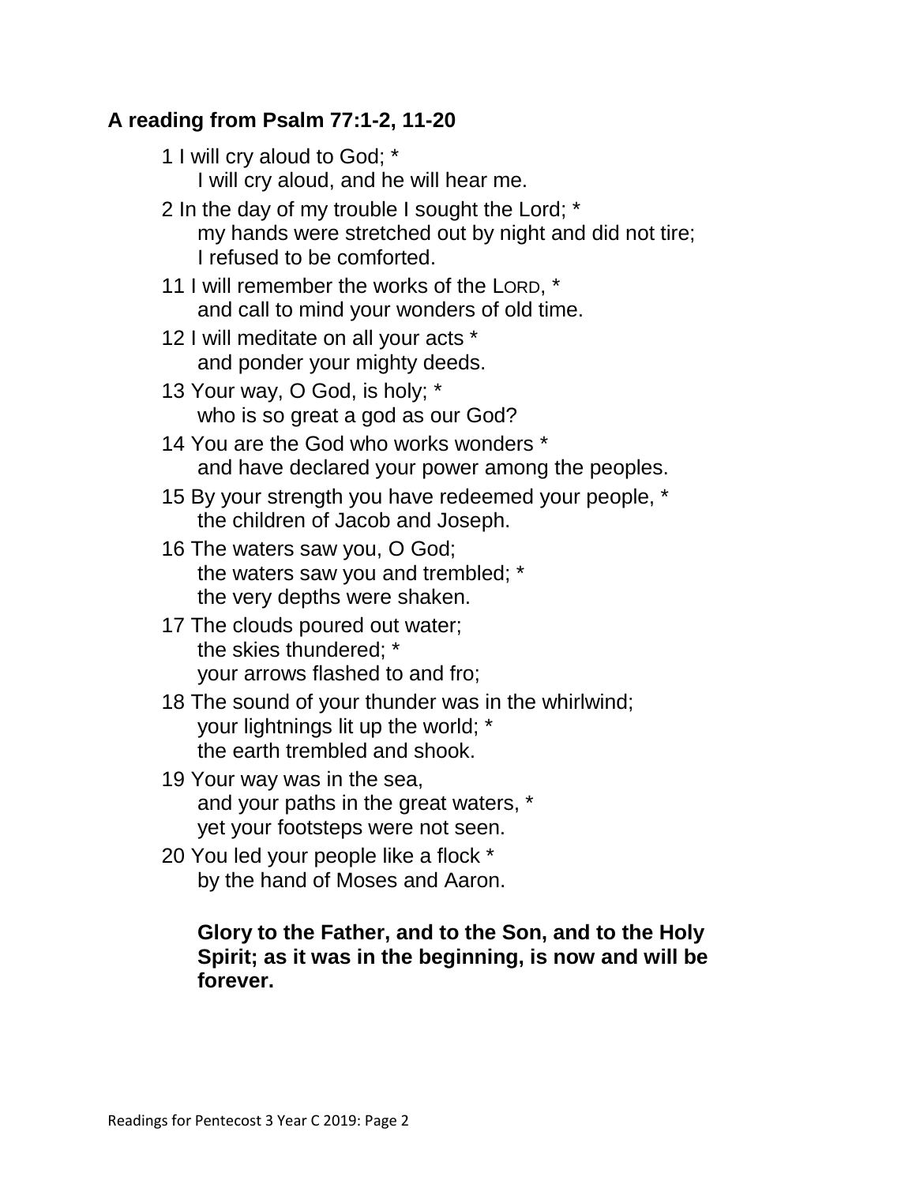### A reading from Psalm 77:1-2, 11-20

1 I will cry aloud to God; *
   I will cry aloud, and he will hear me.

2 In the day of my trouble I sought the Lord; *
   my hands were stretched out by night and did not tire;
   I refused to be comforted.

11 I will remember the works of the LORD, *
   and call to mind your wonders of old time.

12 I will meditate on all your acts *
   and ponder your mighty deeds.

13 Your way, O God, is holy; *
   who is so great a god as our God?

14 You are the God who works wonders *
   and have declared your power among the peoples.

15 By your strength you have redeemed your people, *
   the children of Jacob and Joseph.

16 The waters saw you, O God;
   the waters saw you and trembled; *
   the very depths were shaken.

17 The clouds poured out water;
   the skies thundered; *
   your arrows flashed to and fro;

18 The sound of your thunder was in the whirlwind;
   your lightnings lit up the world; *
   the earth trembled and shook.

19 Your way was in the sea,
   and your paths in the great waters, *
   yet your footsteps were not seen.

20 You led your people like a flock *
   by the hand of Moses and Aaron.

**Glory to the Father, and to the Son, and to the Holy Spirit; as it was in the beginning, is now and will be forever.**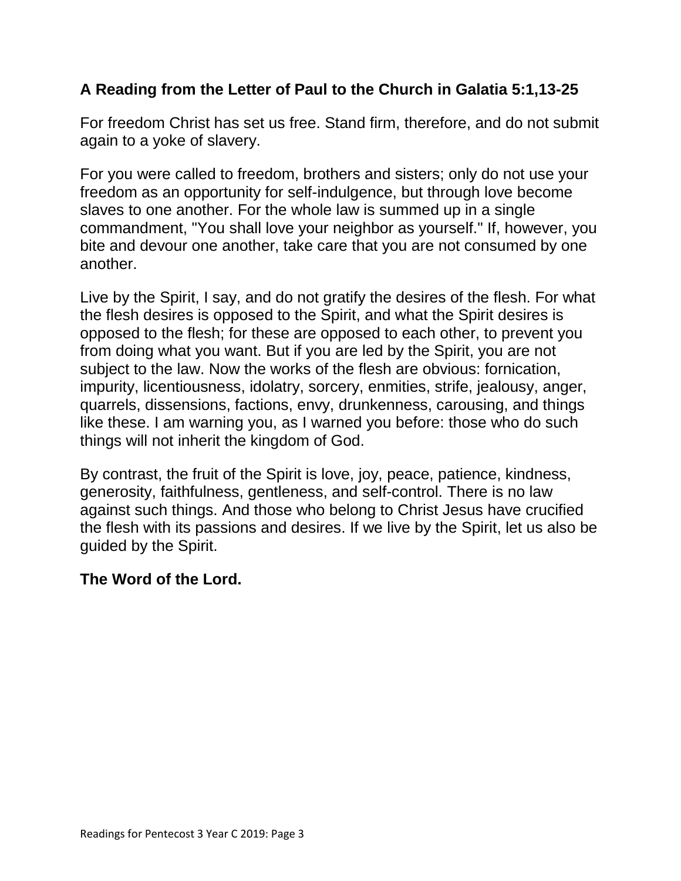**A Reading from the Letter of Paul to the Church in Galatia 5:1,13-25**

For freedom Christ has set us free. Stand firm, therefore, and do not submit again to a yoke of slavery.

For you were called to freedom, brothers and sisters; only do not use your freedom as an opportunity for self-indulgence, but through love become slaves to one another. For the whole law is summed up in a single commandment, "You shall love your neighbor as yourself." If, however, you bite and devour one another, take care that you are not consumed by one another.

Live by the Spirit, I say, and do not gratify the desires of the flesh. For what the flesh desires is opposed to the Spirit, and what the Spirit desires is opposed to the flesh; for these are opposed to each other, to prevent you from doing what you want. But if you are led by the Spirit, you are not subject to the law. Now the works of the flesh are obvious: fornication, impurity, licentiousness, idolatry, sorcery, enmities, strife, jealousy, anger, quarrels, dissensions, factions, envy, drunkenness, carousing, and things like these. I am warning you, as I warned you before: those who do such things will not inherit the kingdom of God.

By contrast, the fruit of the Spirit is love, joy, peace, patience, kindness, generosity, faithfulness, gentleness, and self-control. There is no law against such things. And those who belong to Christ Jesus have crucified the flesh with its passions and desires. If we live by the Spirit, let us also be guided by the Spirit.

**The Word of the Lord.**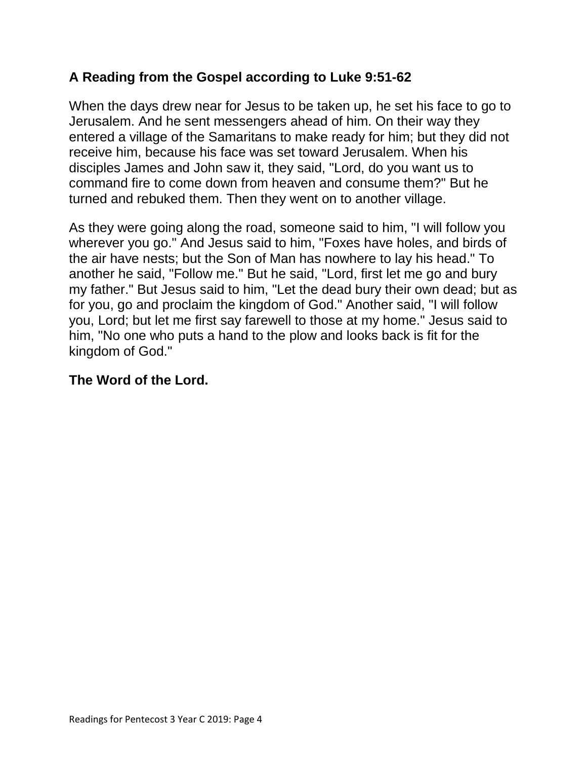**A Reading from the Gospel according to Luke 9:51-62**

When the days drew near for Jesus to be taken up, he set his face to go to Jerusalem. And he sent messengers ahead of him. On their way they entered a village of the Samaritans to make ready for him; but they did not receive him, because his face was set toward Jerusalem. When his disciples James and John saw it, they said, "Lord, do you want us to command fire to come down from heaven and consume them?" But he turned and rebuked them. Then they went on to another village.

As they were going along the road, someone said to him, "I will follow you wherever you go." And Jesus said to him, "Foxes have holes, and birds of the air have nests; but the Son of Man has nowhere to lay his head." To another he said, "Follow me." But he said, "Lord, first let me go and bury my father." But Jesus said to him, "Let the dead bury their own dead; but as for you, go and proclaim the kingdom of God." Another said, "I will follow you, Lord; but let me first say farewell to those at my home." Jesus said to him, "No one who puts a hand to the plow and looks back is fit for the kingdom of God."

**The Word of the Lord.**